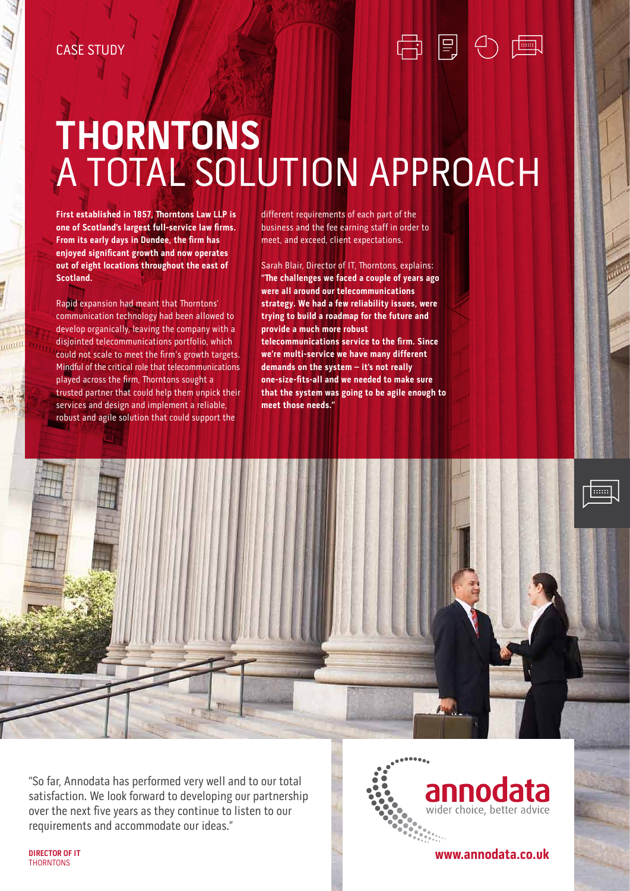CASE STUDY

# THORNTONS
# A TOTAL SOLUTION APPROACH

**First established in 1857, Thorntons Law LLP is one of Scotland's largest full-service law firms. From its early days in Dundee, the firm has enjoyed significant growth and now operates out of eight locations throughout the east of Scotland.**

Rapid expansion had meant that Thorntons' communication technology had been allowed to develop organically, leaving the company with a disjointed telecommunications portfolio, which could not scale to meet the firm's growth targets. Mindful of the critical role that telecommunications played across the firm, Thorntons sought a trusted partner that could help them unpick their services and design and implement a reliable, robust and agile solution that could support the different requirements of each part of the business and the fee earning staff in order to meet, and exceed, client expectations.

Sarah Blair, Director of IT, Thorntons, explains: **"The challenges we faced a couple of years ago were all around our telecommunications strategy. We had a few reliability issues, were trying to build a roadmap for the future and provide a much more robust telecommunications service to the firm. Since we're multi-service we have many different demands on the system – it's not really one-size-fits-all and we needed to make sure that the system was going to be agile enough to meet those needs."**

"So far, Annodata has performed very well and to our total satisfaction. We look forward to developing our partnership over the next five years as they continue to listen to our requirements and accommodate our ideas."

**DIRECTOR OF IT**
THORNTONS

annodata
wider choice, better advice

**www.annodata.co.uk**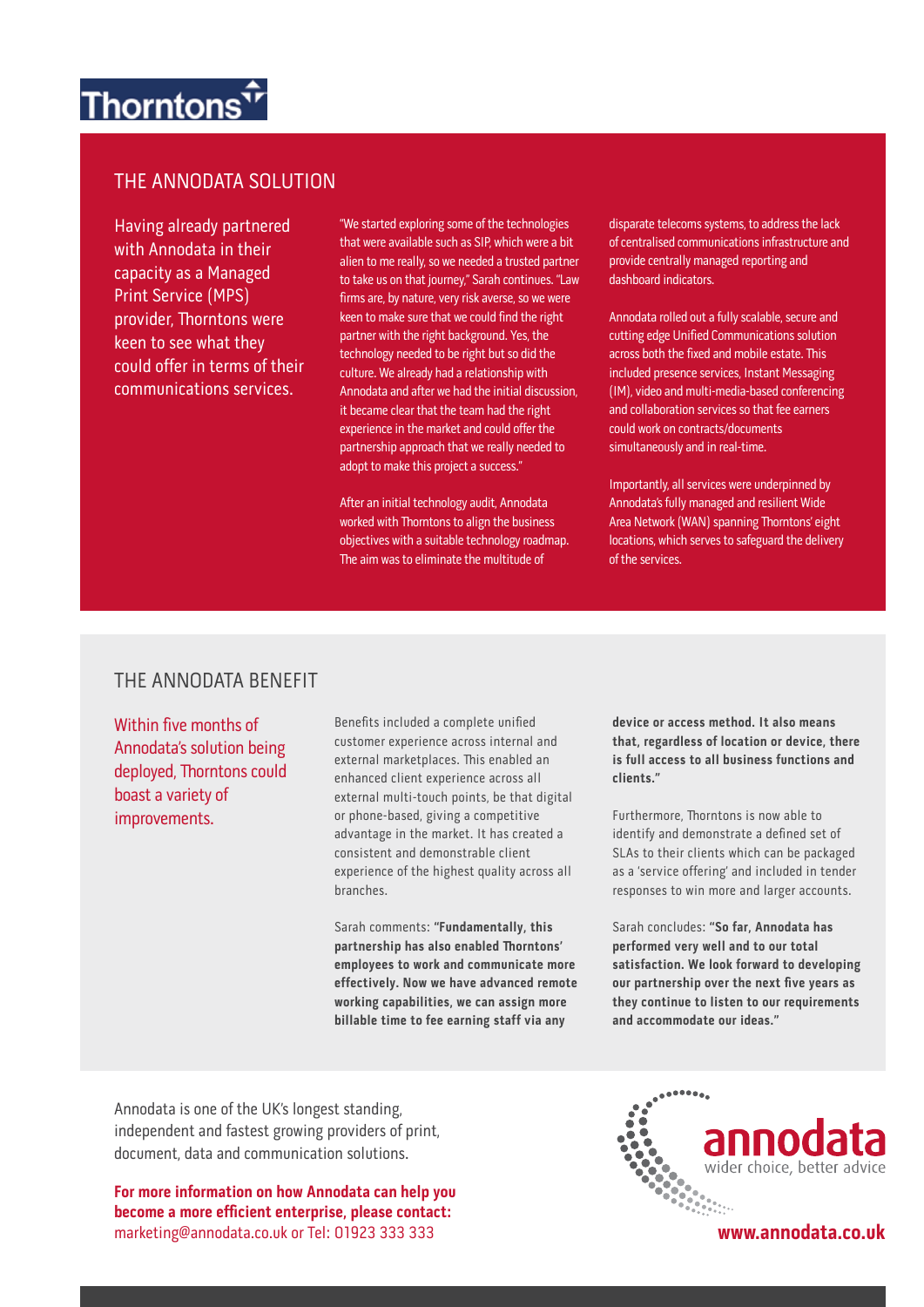Thorntons

## THE ANNODATA SOLUTION

Having already partnered with Annodata in their capacity as a Managed Print Service (MPS) provider, Thorntons were keen to see what they could offer in terms of their communications services.

"We started exploring some of the technologies that were available such as SIP, which were a bit alien to me really, so we needed a trusted partner to take us on that journey," Sarah continues. "Law firms are, by nature, very risk averse, so we were keen to make sure that we could find the right partner with the right background. Yes, the technology needed to be right but so did the culture. We already had a relationship with Annodata and after we had the initial discussion, it became clear that the team had the right experience in the market and could offer the partnership approach that we really needed to adopt to make this project a success."

After an initial technology audit, Annodata worked with Thorntons to align the business objectives with a suitable technology roadmap. The aim was to eliminate the multitude of disparate telecoms systems, to address the lack of centralised communications infrastructure and provide centrally managed reporting and dashboard indicators.

Annodata rolled out a fully scalable, secure and cutting edge Unified Communications solution across both the fixed and mobile estate. This included presence services, Instant Messaging (IM), video and multi-media-based conferencing and collaboration services so that fee earners could work on contracts/documents simultaneously and in real-time.

Importantly, all services were underpinned by Annodata's fully managed and resilient Wide Area Network (WAN) spanning Thorntons' eight locations, which serves to safeguard the delivery of the services.

## THE ANNODATA BENEFIT

Within five months of Annodata's solution being deployed, Thorntons could boast a variety of improvements.

Benefits included a complete unified customer experience across internal and external marketplaces. This enabled an enhanced client experience across all external multi-touch points, be that digital or phone-based, giving a competitive advantage in the market. It has created a consistent and demonstrable client experience of the highest quality across all branches.

Sarah comments: **"Fundamentally, this partnership has also enabled Thorntons' employees to work and communicate more effectively. Now we have advanced remote working capabilities, we can assign more billable time to fee earning staff via any device or access method. It also means that, regardless of location or device, there is full access to all business functions and clients."**

Furthermore, Thorntons is now able to identify and demonstrate a defined set of SLAs to their clients which can be packaged as a 'service offering' and included in tender responses to win more and larger accounts.

Sarah concludes: **"So far, Annodata has performed very well and to our total satisfaction. We look forward to developing our partnership over the next five years as they continue to listen to our requirements and accommodate our ideas."**

Annodata is one of the UK's longest standing, independent and fastest growing providers of print, document, data and communication solutions.

**For more information on how Annodata can help you become a more efficient enterprise, please contact:**
marketing@annodata.co.uk or Tel: 01923 333 333

annodata
wider choice, better advice

**www.annodata.co.uk**